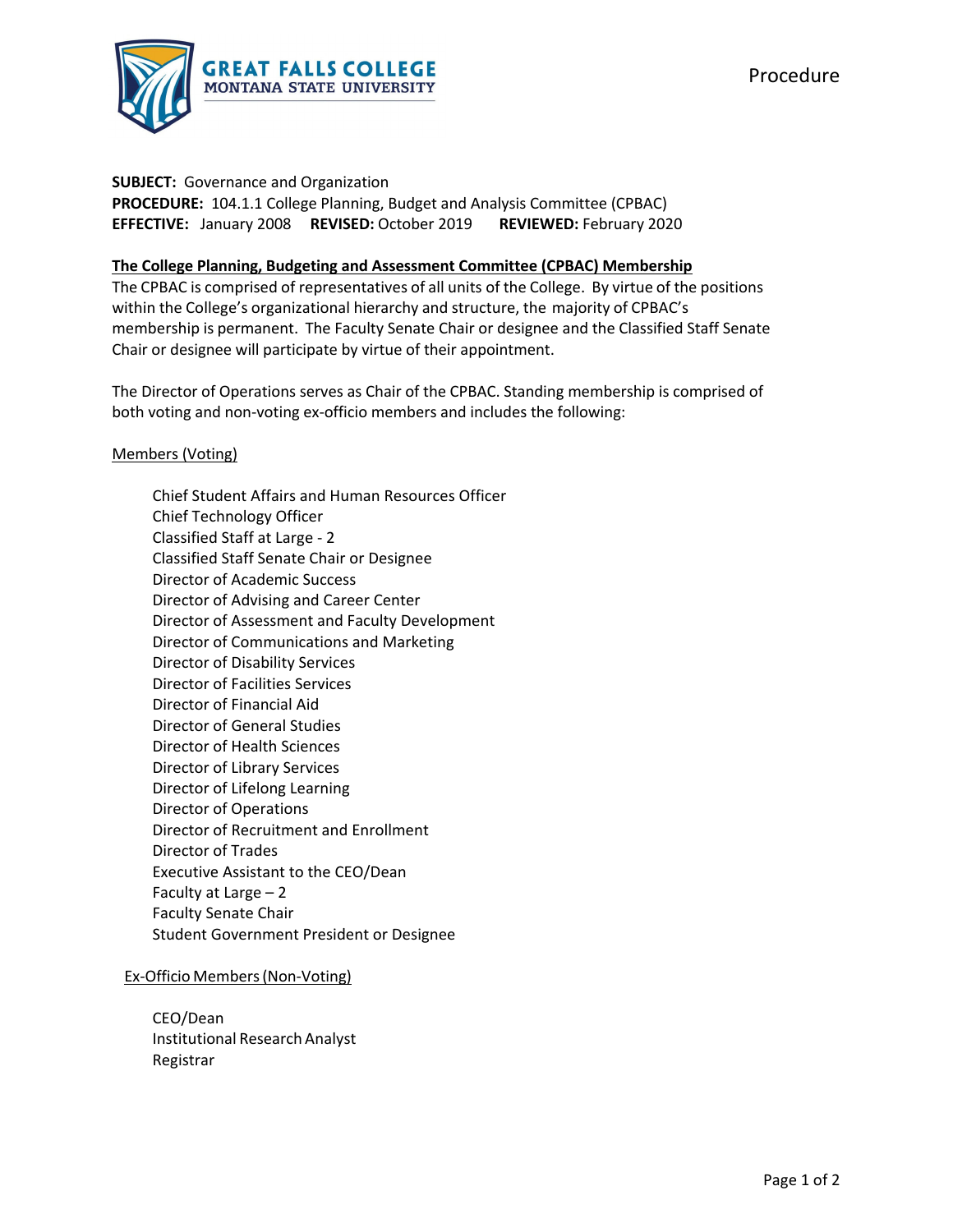GREAT FALLS COLLEGE
MONTANA STATE UNIVERSITY

Procedure

**SUBJECT:** Governance and Organization
**PROCEDURE:** 104.1.1 College Planning, Budget and Analysis Committee (CPBAC)
**EFFECTIVE:** January 2008 **REVISED:** October 2019 **REVIEWED:** February 2020

**The College Planning, Budgeting and Assessment Committee (CPBAC) Membership**

The CPBAC is comprised of representatives of all units of the College. By virtue of the positions within the College's organizational hierarchy and structure, the majority of CPBAC's membership is permanent. The Faculty Senate Chair or designee and the Classified Staff Senate Chair or designee will participate by virtue of their appointment.

The Director of Operations serves as Chair of the CPBAC. Standing membership is comprised of both voting and non-voting ex-officio members and includes the following:

Members (Voting)

- Chief Student Affairs and Human Resources Officer
- Chief Technology Officer
- Classified Staff at Large - 2
- Classified Staff Senate Chair or Designee
- Director of Academic Success
- Director of Advising and Career Center
- Director of Assessment and Faculty Development
- Director of Communications and Marketing
- Director of Disability Services
- Director of Facilities Services
- Director of Financial Aid
- Director of General Studies
- Director of Health Sciences
- Director of Library Services
- Director of Lifelong Learning
- Director of Operations
- Director of Recruitment and Enrollment
- Director of Trades
- Executive Assistant to the CEO/Dean
- Faculty at Large – 2
- Faculty Senate Chair
- Student Government President or Designee

Ex-Officio Members (Non-Voting)

- CEO/Dean
- Institutional Research Analyst
- Registrar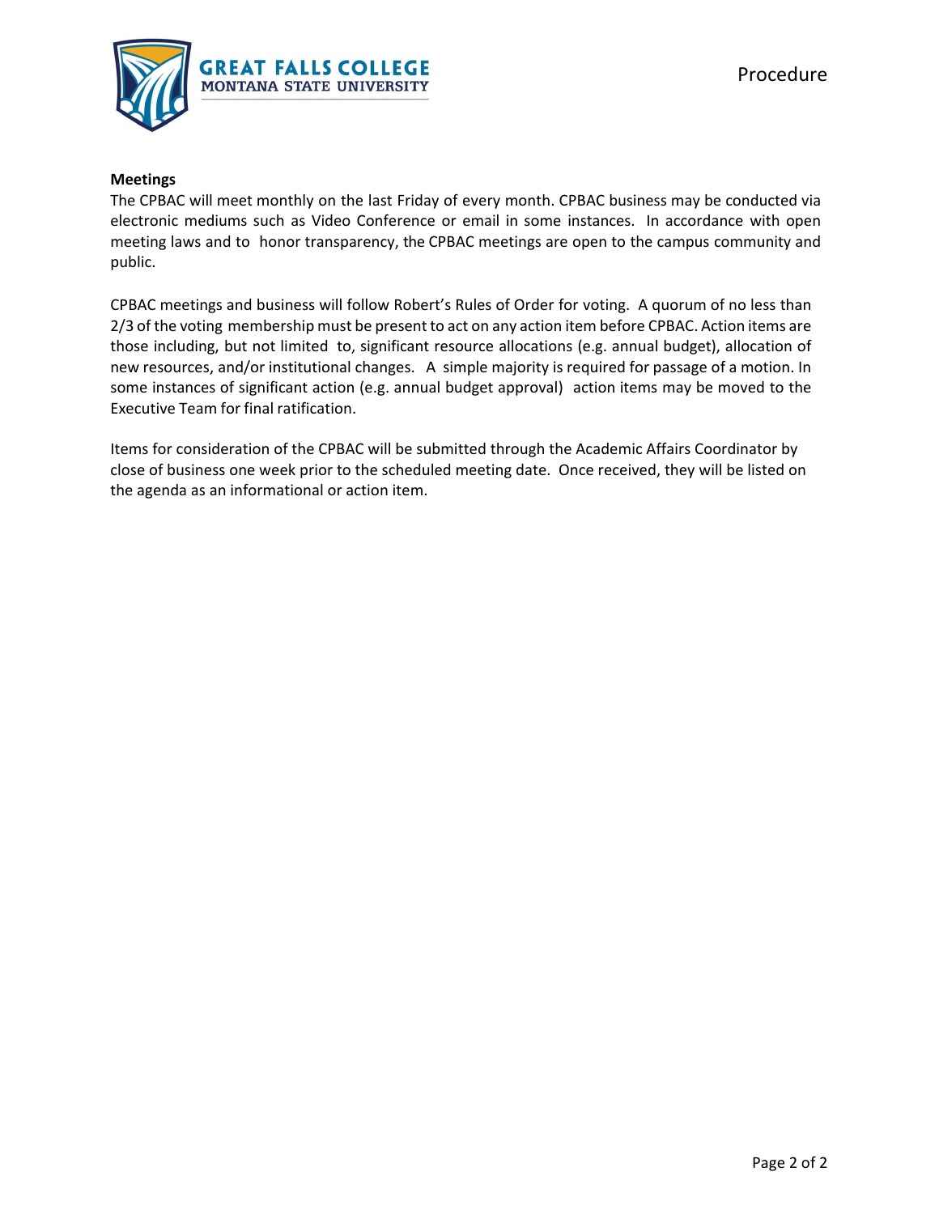**Meetings**

The CPBAC will meet monthly on the last Friday of every month. CPBAC business may be conducted via electronic mediums such as Video Conference or email in some instances. In accordance with open meeting laws and to honor transparency, the CPBAC meetings are open to the campus community and public.

CPBAC meetings and business will follow Robert's Rules of Order for voting. A quorum of no less than 2/3 of the voting membership must be present to act on any action item before CPBAC. Action items are those including, but not limited to, significant resource allocations (e.g. annual budget), allocation of new resources, and/or institutional changes. A simple majority is required for passage of a motion. In some instances of significant action (e.g. annual budget approval) action items may be moved to the Executive Team for final ratification.

Items for consideration of the CPBAC will be submitted through the Academic Affairs Coordinator by close of business one week prior to the scheduled meeting date. Once received, they will be listed on the agenda as an informational or action item.